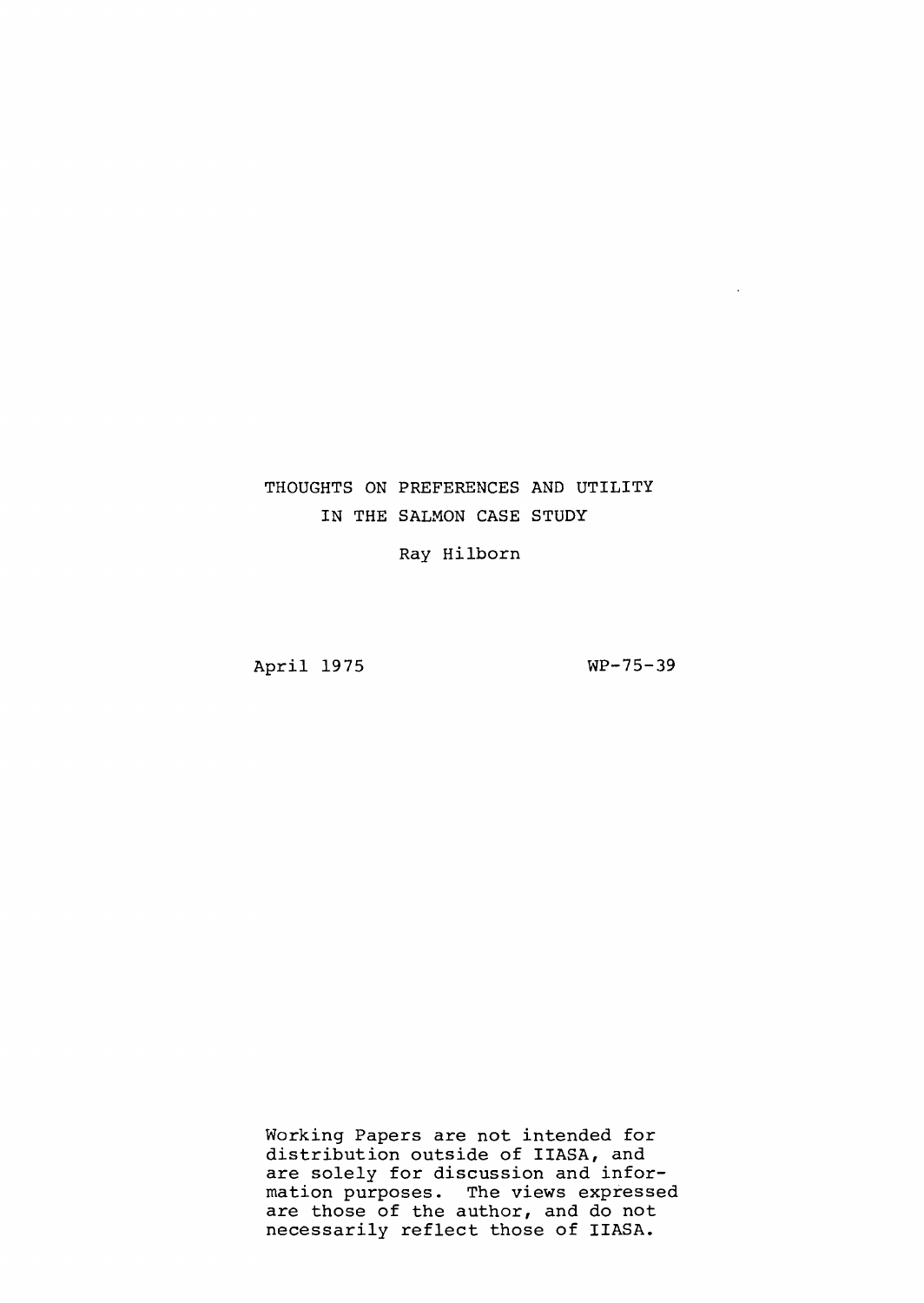# THOUGHTS ON PREFERENCES AND UTILITY IN THE SALMON CASE STUDY

Ray Hilborn

April 1975

WP-75-39

Working Papers are not intended for distribution outside of IIASA, and are solely for discussion and information purposes. The views expressed are those of the author, and do not necessarily reflect those of IIASA.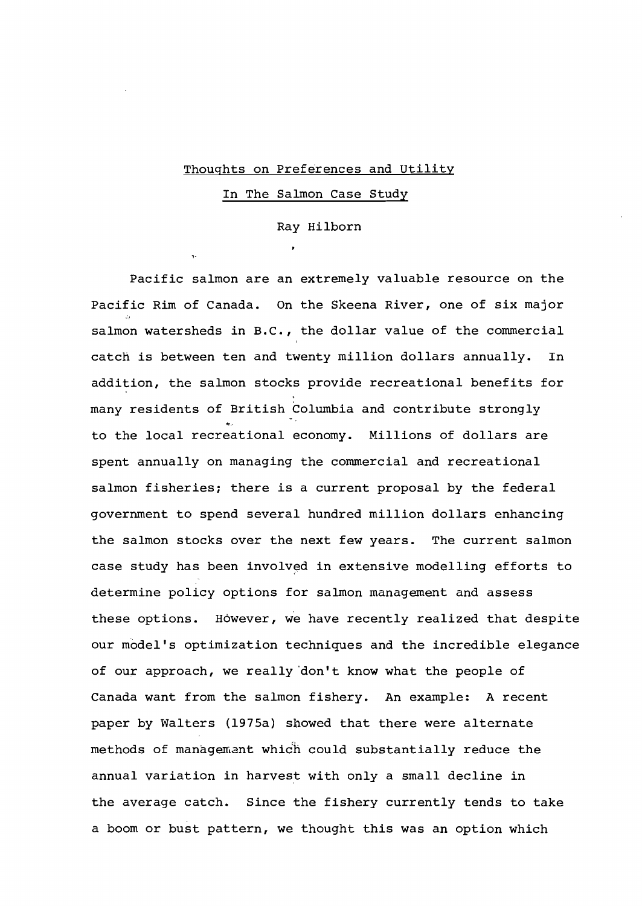# Thoughts on Preferences and Utility In The Salmon Case Study

Ray Hilborn

Pacific salmon are an extremely valuable resource on the Pacific Rim of Canada. On the Skeena River, one of six major salmon watersheds in B.C., the dollar value of the commercial catch is between ten and twenty million dollars annually. In addition, the salmon stocks provide recreational benefits for many residents of British Columbia and contribute strongly to the local recreational economy. Millions of dollars are spent annually on managing the commercial and recreational salmon fisheries; there is a current proposal by the federal government to spend several hundred million dollars enhancing the salmon stocks over the next few years. The current salmon case study has been involved in extensive modelling efforts to determine policy options for salmon management and assess these options. However, we have recently realized that despite our model's optimization techniques and the incredible elegance of our approach, we really don't know what the people of Canada want from the salmon fishery. An example: A recent paper by Walters (1975a) showed that there were alternate methods of management which could substantially reduce the annual variation in harvest with only a small decline in the average catch. Since the fishery currently tends to take a boom or bust pattern, we thought this was an option which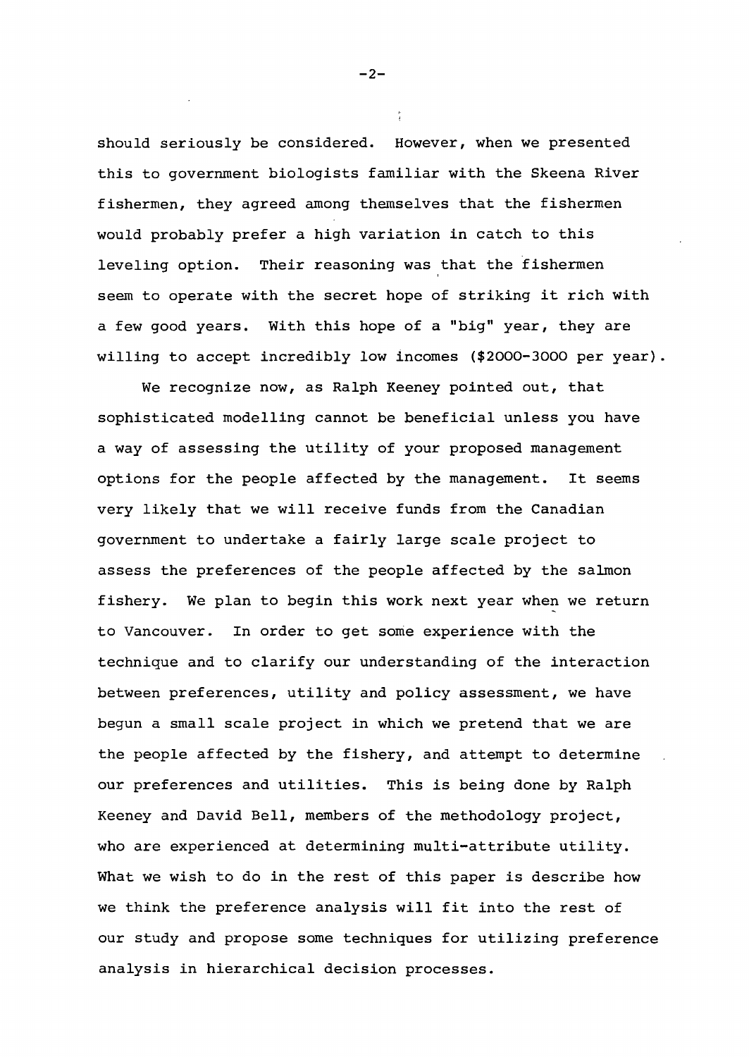should seriously be considered. However, when we presented this to government biologists familiar with the Skeena River fishermen, they agreed among themselves that the fishermen would probably prefer a high variation in catch to this leveling option. Their reasoning was that the fishermen seem to operate with the secret hope of striking it rich with a few good years. With this hope of a "big" year, they are willing to accept incredibly low incomes ($2000-3000 per year).

We recognize now, as Ralph Keeney pointed out, that sophisticated modelling cannot be beneficial unless you have a way of assessing the utility of your proposed management options for the people affected by the management. It seems very likely that we will receive funds from the Canadian government to undertake a fairly large scale project to assess the preferences of the people affected by the salmon fishery. We plan to begin this work next year when we return to Vancouver. In order to get some experience with the technique and to clarify our understanding of the interaction between preferences, utility and policy assessment, we have begun a small scale project in which we pretend that we are the people affected by the fishery, and attempt to determine our preferences and utilities. This is being done by Ralph Keeney and David Bell, members of the methodology project, who are experienced at determining multi-attribute utility. What we wish to do in the rest of this paper is describe how we think the preference analysis will fit into the rest of our study and propose some techniques for utilizing preference analysis in hierarchical decision processes.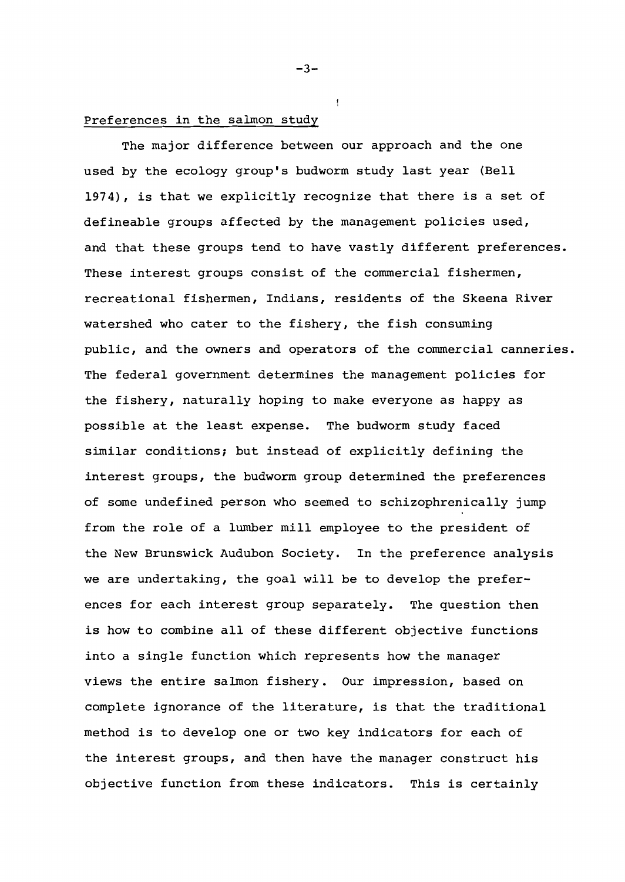Preferences in the salmon study

The major difference between our approach and the one used by the ecology group's budworm study last year (Bell 1974), is that we explicitly recognize that there is a set of defineable groups affected by the management policies used, and that these groups tend to have vastly different preferences. These interest groups consist of the commercial fishermen, recreational fishermen, Indians, residents of the Skeena River watershed who cater to the fishery, the fish consuming public, and the owners and operators of the commercial canneries. The federal government determines the management policies for the fishery, naturally hoping to make everyone as happy as possible at the least expense. The budworm study faced similar conditions; but instead of explicitly defining the interest groups, the budworm group determined the preferences of some undefined person who seemed to schizophrenically jump from the role of a lumber mill employee to the president of the New Brunswick Audubon Society. In the preference analysis we are undertaking, the goal will be to develop the preferences for each interest group separately. The question then is how to combine all of these different objective functions into a single function which represents how the manager views the entire salmon fishery. Our impression, based on complete ignorance of the literature, is that the traditional method is to develop one or two key indicators for each of the interest groups, and then have the manager construct his objective function from these indicators. This is certainly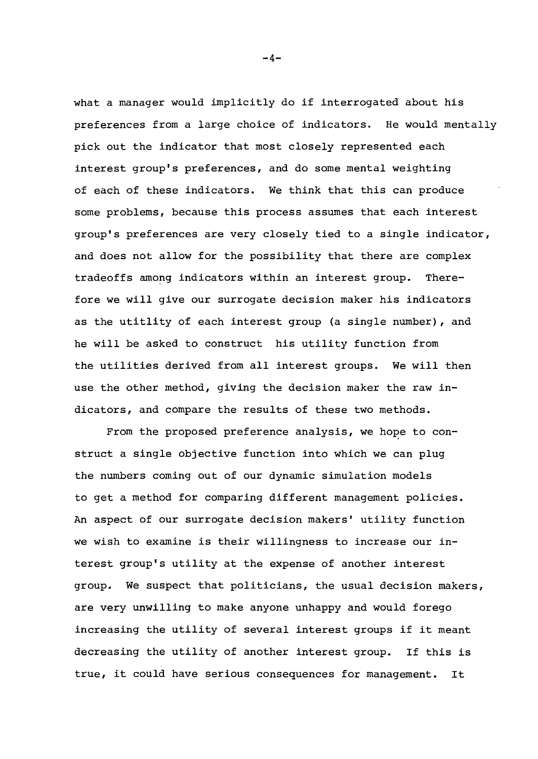what a manager would implicitly do if interrogated about his preferences from a large choice of indicators. He would mentally pick out the indicator that most closely represented each interest group's preferences, and do some mental weighting of each of these indicators. We think that this can produce some problems, because this process assumes that each interest group's preferences are very closely tied to a single indicator, and does not allow for the possibility that there are complex tradeoffs among indicators within an interest group. Therefore we will give our surrogate decision maker his indicators as the utitlity of each interest group (a single number), and he will be asked to construct his utility function from the utilities derived from all interest groups. We will then use the other method, giving the decision maker the raw indicators, and compare the results of these two methods.

From the proposed preference analysis, we hope to construct a single objective function into which we can plug the numbers coming out of our dynamic simulation models to get a method for comparing different management policies. An aspect of our surrogate decision makers' utility function we wish to examine is their willingness to increase our interest group's utility at the expense of another interest group. We suspect that politicians, the usual decision makers, are very unwilling to make anyone unhappy and would forego increasing the utility of several interest groups if it meant decreasing the utility of another interest group. If this is true, it could have serious consequences for management. It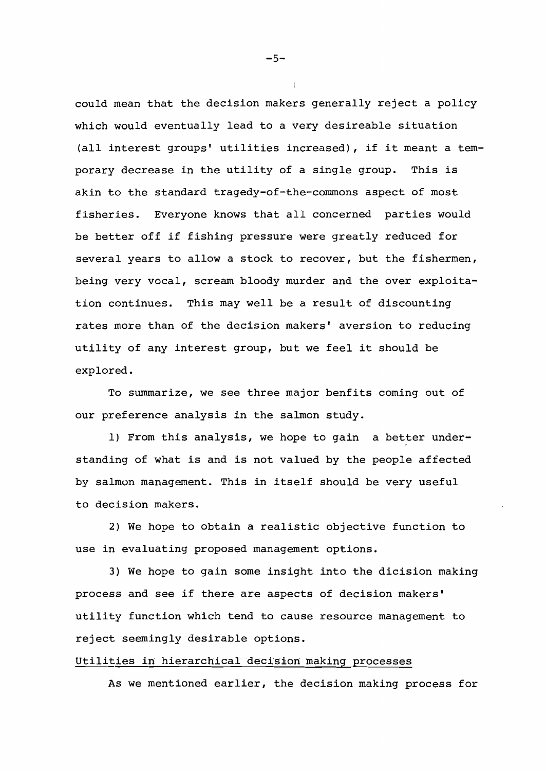could mean that the decision makers generally reject a policy which would eventually lead to a very desireable situation (all interest groups' utilities increased), if it meant a temporary decrease in the utility of a single group. This is akin to the standard tragedy-of-the-commons aspect of most fisheries. Everyone knows that all concerned parties would be better off if fishing pressure were greatly reduced for several years to allow a stock to recover, but the fishermen, being very vocal, scream bloody murder and the over exploitation continues. This may well be a result of discounting rates more than of the decision makers' aversion to reducing utility of any interest group, but we feel it should be explored.

To summarize, we see three major benfits coming out of our preference analysis in the salmon study.

1) From this analysis, we hope to gain a better understanding of what is and is not valued by the people affected by salmon management. This in itself should be very useful to decision makers.

2) We hope to obtain a realistic objective function to use in evaluating proposed management options.

3) We hope to gain some insight into the dicision making process and see if there are aspects of decision makers' utility function which tend to cause resource management to reject seemingly desirable options.

## Utilities in hierarchical decision making processes

As we mentioned earlier, the decision making process for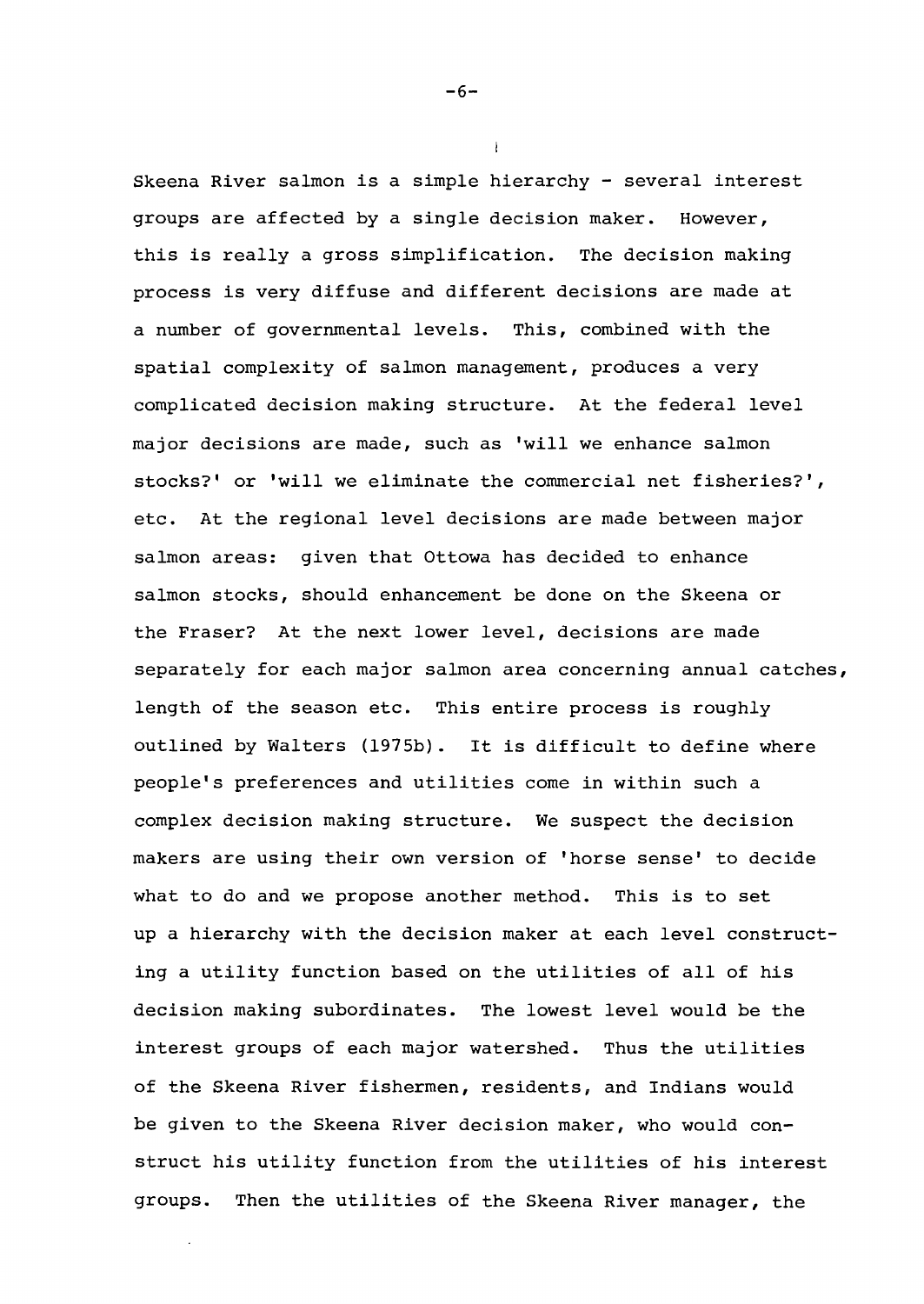Skeena River salmon is a simple hierarchy - several interest groups are affected by a single decision maker. However, this is really a gross simplification. The decision making process is very diffuse and different decisions are made at a number of governmental levels. This, combined with the spatial complexity of salmon management, produces a very complicated decision making structure. At the federal level major decisions are made, such as 'will we enhance salmon stocks?' or 'will we eliminate the commercial net fisheries?', etc. At the regional level decisions are made between major salmon areas: given that Ottowa has decided to enhance salmon stocks, should enhancement be done on the Skeena or the Fraser? At the next lower level, decisions are made separately for each major salmon area concerning annual catches, length of the season etc. This entire process is roughly outlined by Walters (1975b). It is difficult to define where people's preferences and utilities come in within such a complex decision making structure. We suspect the decision makers are using their own version of 'horse sense' to decide what to do and we propose another method. This is to set up a hierarchy with the decision maker at each level constructing a utility function based on the utilities of all of his decision making subordinates. The lowest level would be the interest groups of each major watershed. Thus the utilities of the Skeena River fishermen, residents, and Indians would be given to the Skeena River decision maker, who would construct his utility function from the utilities of his interest groups. Then the utilities of the Skeena River manager, the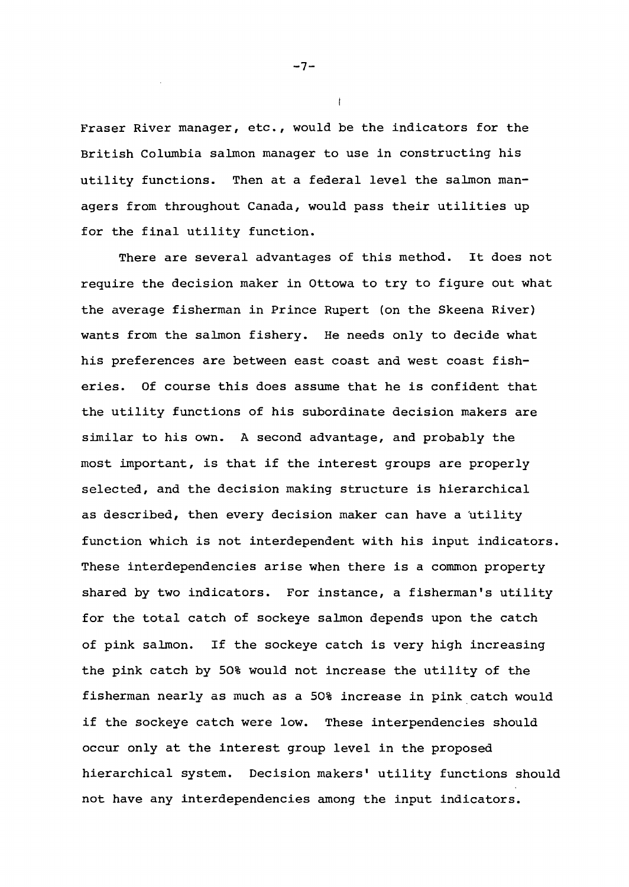Fraser River manager, etc., would be the indicators for the British Columbia salmon manager to use in constructing his utility functions. Then at a federal level the salmon managers from throughout Canada, would pass their utilities up for the final utility function.

There are several advantages of this method. It does not require the decision maker in Ottowa to try to figure out what the average fisherman in Prince Rupert (on the Skeena River) wants from the salmon fishery. He needs only to decide what his preferences are between east coast and west coast fisheries. Of course this does assume that he is confident that the utility functions of his subordinate decision makers are similar to his own. A second advantage, and probably the most important, is that if the interest groups are properly selected, and the decision making structure is hierarchical as described, then every decision maker can have a utility function which is not interdependent with his input indicators. These interdependencies arise when there is a common property shared by two indicators. For instance, a fisherman's utility for the total catch of sockeye salmon depends upon the catch of pink salmon. If the sockeye catch is very high increasing the pink catch by 50% would not increase the utility of the fisherman nearly as much as a 50% increase in pink catch would if the sockeye catch were low. These interpendencies should occur only at the interest group level in the proposed hierarchical system. Decision makers' utility functions should not have any interdependencies among the input indicators.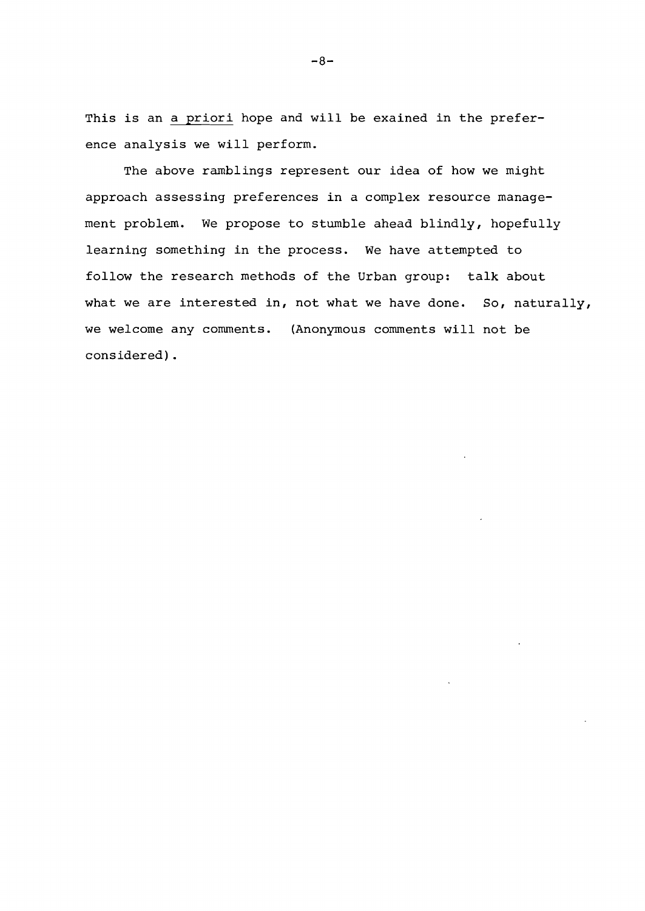This is an _a priori_ hope and will be exained in the preference analysis we will perform.

The above ramblings represent our idea of how we might approach assessing preferences in a complex resource management problem. We propose to stumble ahead blindly, hopefully learning something in the process. We have attempted to follow the research methods of the Urban group: talk about what we are interested in, not what we have done. So, naturally, we welcome any comments. (Anonymous comments will not be considered).